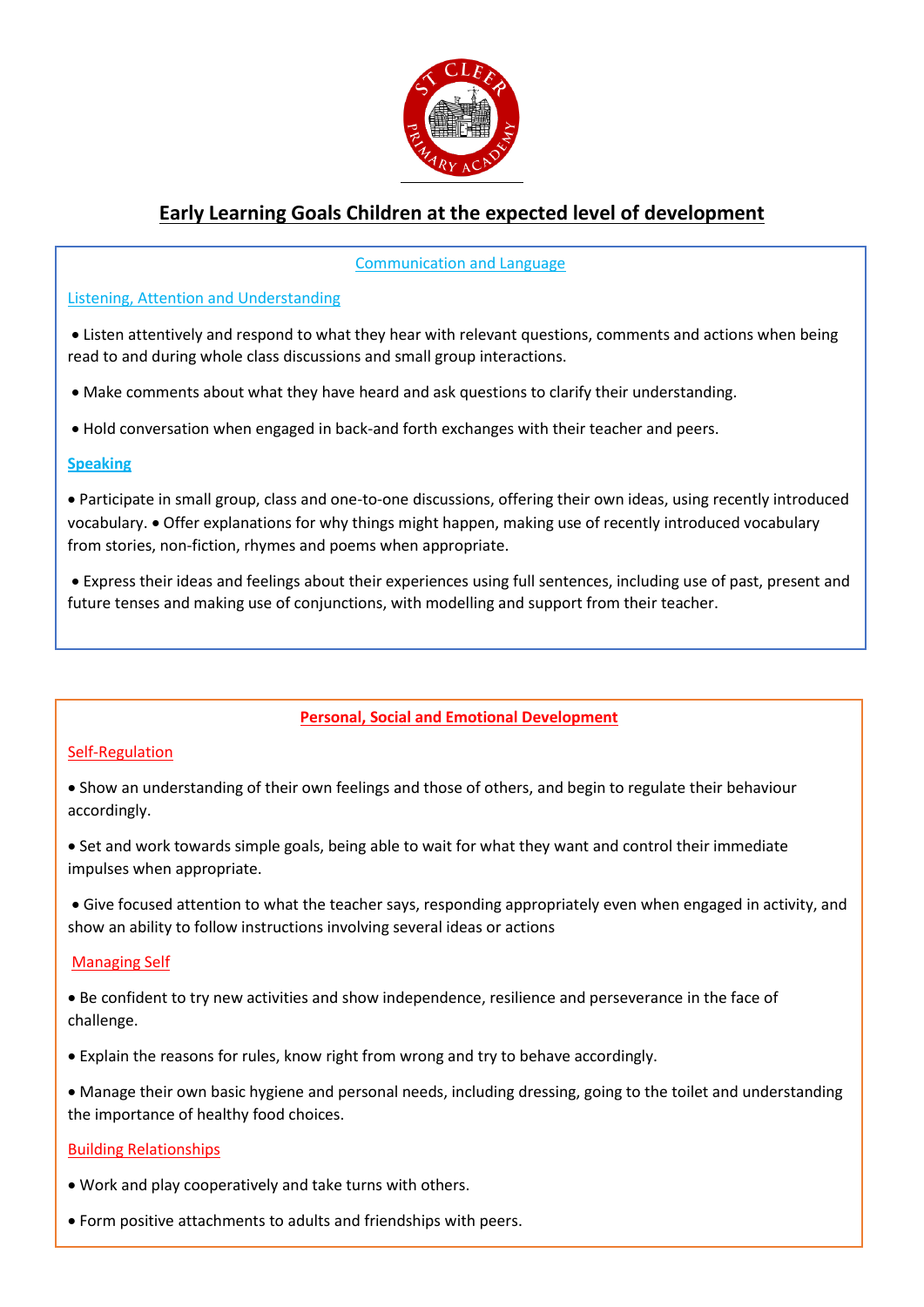# Early Learning Goals Children at the expected level of development

## Communication and Language

### Listening, Attention and Understanding

- Listen attentively and respond to what they hear with relevant questions, comments and actions when being read to and during whole class discussions and small group interactions.
- Make comments about what they have heard and ask questions to clarify their understanding.
- Hold conversation when engaged in back-and forth exchanges with their teacher and peers.

### Speaking

- Participate in small group, class and one-to-one discussions, offering their own ideas, using recently introduced vocabulary. • Offer explanations for why things might happen, making use of recently introduced vocabulary from stories, non-fiction, rhymes and poems when appropriate.
- Express their ideas and feelings about their experiences using full sentences, including use of past, present and future tenses and making use of conjunctions, with modelling and support from their teacher.

## Personal, Social and Emotional Development

### Self-Regulation

- Show an understanding of their own feelings and those of others, and begin to regulate their behaviour accordingly.
- Set and work towards simple goals, being able to wait for what they want and control their immediate impulses when appropriate.
- Give focused attention to what the teacher says, responding appropriately even when engaged in activity, and show an ability to follow instructions involving several ideas or actions

### Managing Self

- Be confident to try new activities and show independence, resilience and perseverance in the face of challenge.
- Explain the reasons for rules, know right from wrong and try to behave accordingly.
- Manage their own basic hygiene and personal needs, including dressing, going to the toilet and understanding the importance of healthy food choices.

### Building Relationships

- Work and play cooperatively and take turns with others.
- Form positive attachments to adults and friendships with peers.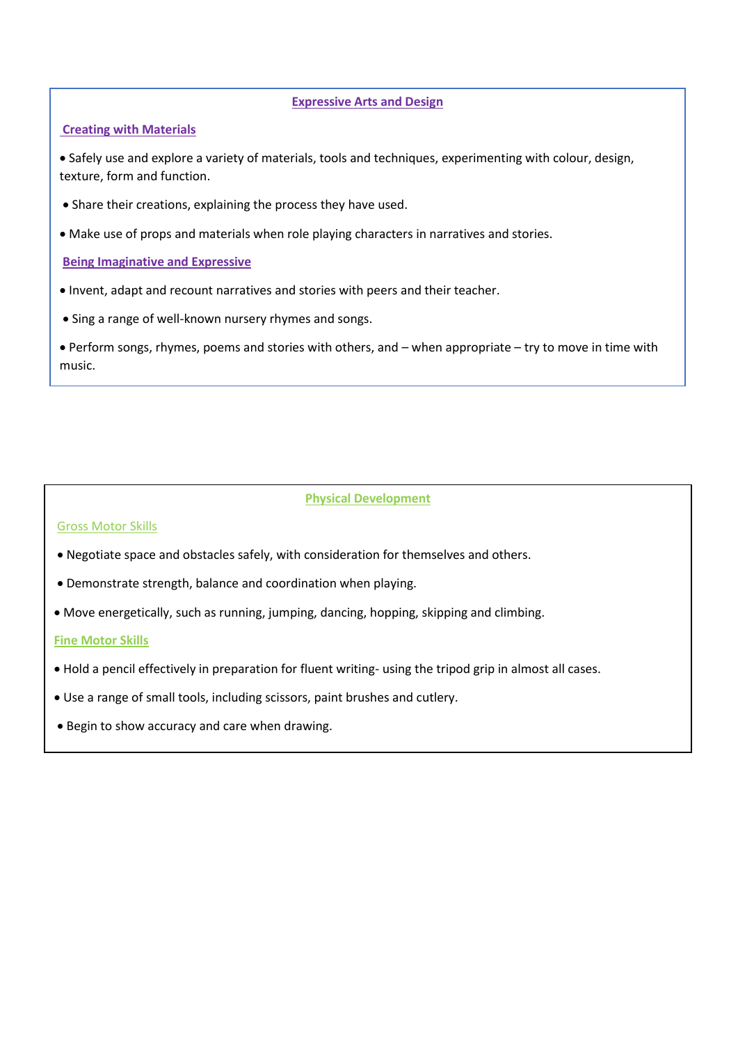## Expressive Arts and Design

### Creating with Materials

- Safely use and explore a variety of materials, tools and techniques, experimenting with colour, design, texture, form and function.
- Share their creations, explaining the process they have used.
- Make use of props and materials when role playing characters in narratives and stories.

### Being Imaginative and Expressive

- Invent, adapt and recount narratives and stories with peers and their teacher.
- Sing a range of well-known nursery rhymes and songs.
- Perform songs, rhymes, poems and stories with others, and – when appropriate – try to move in time with music.

## Physical Development

### Gross Motor Skills

- Negotiate space and obstacles safely, with consideration for themselves and others.
- Demonstrate strength, balance and coordination when playing.
- Move energetically, such as running, jumping, dancing, hopping, skipping and climbing.

### Fine Motor Skills

- Hold a pencil effectively in preparation for fluent writing- using the tripod grip in almost all cases.
- Use a range of small tools, including scissors, paint brushes and cutlery.
- Begin to show accuracy and care when drawing.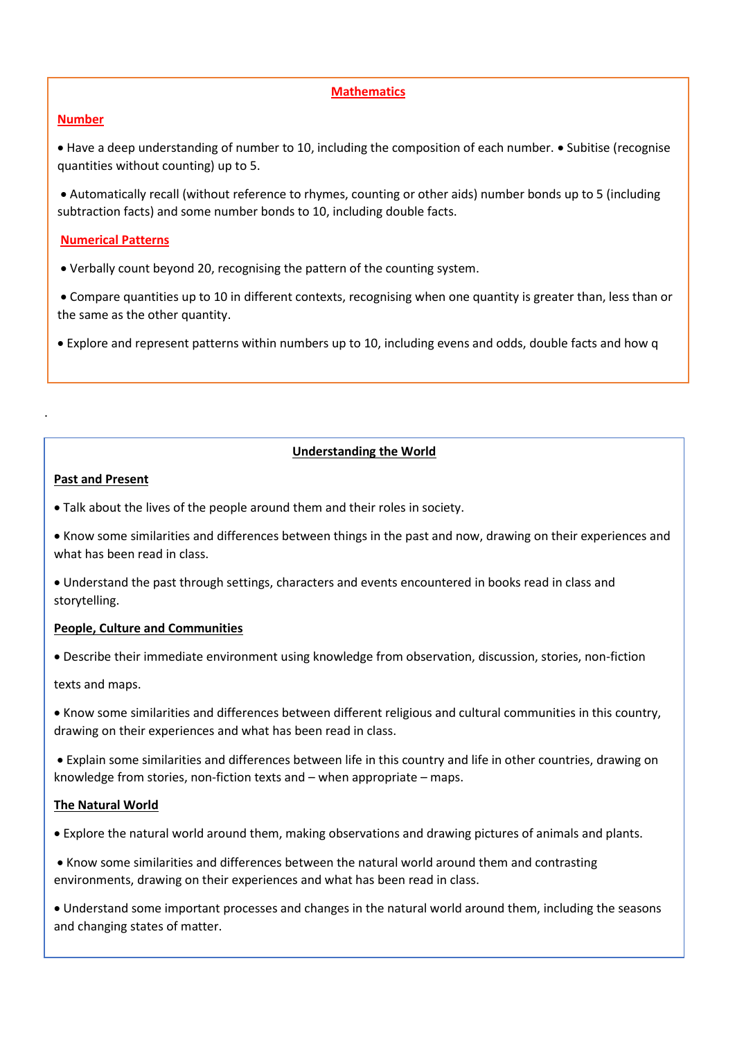## Mathematics

### Number

- Have a deep understanding of number to 10, including the composition of each number. • Subitise (recognise quantities without counting) up to 5.
- Automatically recall (without reference to rhymes, counting or other aids) number bonds up to 5 (including subtraction facts) and some number bonds to 10, including double facts.

### Numerical Patterns

- Verbally count beyond 20, recognising the pattern of the counting system.
- Compare quantities up to 10 in different contexts, recognising when one quantity is greater than, less than or the same as the other quantity.
- Explore and represent patterns within numbers up to 10, including evens and odds, double facts and how q

.

## Understanding the World

### Past and Present

- Talk about the lives of the people around them and their roles in society.
- Know some similarities and differences between things in the past and now, drawing on their experiences and what has been read in class.
- Understand the past through settings, characters and events encountered in books read in class and storytelling.

### People, Culture and Communities

- Describe their immediate environment using knowledge from observation, discussion, stories, non-fiction

  texts and maps.
- Know some similarities and differences between different religious and cultural communities in this country, drawing on their experiences and what has been read in class.
- Explain some similarities and differences between life in this country and life in other countries, drawing on knowledge from stories, non-fiction texts and – when appropriate – maps.

### The Natural World

- Explore the natural world around them, making observations and drawing pictures of animals and plants.
- Know some similarities and differences between the natural world around them and contrasting environments, drawing on their experiences and what has been read in class.
- Understand some important processes and changes in the natural world around them, including the seasons and changing states of matter.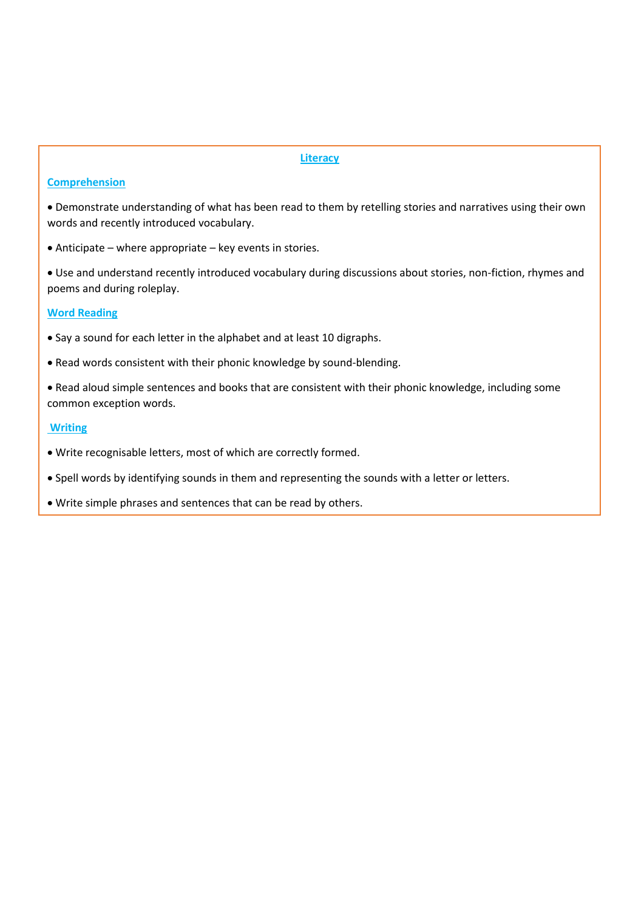## Literacy

### Comprehension

- Demonstrate understanding of what has been read to them by retelling stories and narratives using their own words and recently introduced vocabulary.
- Anticipate – where appropriate – key events in stories.
- Use and understand recently introduced vocabulary during discussions about stories, non-fiction, rhymes and poems and during roleplay.

### Word Reading

- Say a sound for each letter in the alphabet and at least 10 digraphs.
- Read words consistent with their phonic knowledge by sound-blending.
- Read aloud simple sentences and books that are consistent with their phonic knowledge, including some common exception words.

### Writing

- Write recognisable letters, most of which are correctly formed.
- Spell words by identifying sounds in them and representing the sounds with a letter or letters.
- Write simple phrases and sentences that can be read by others.